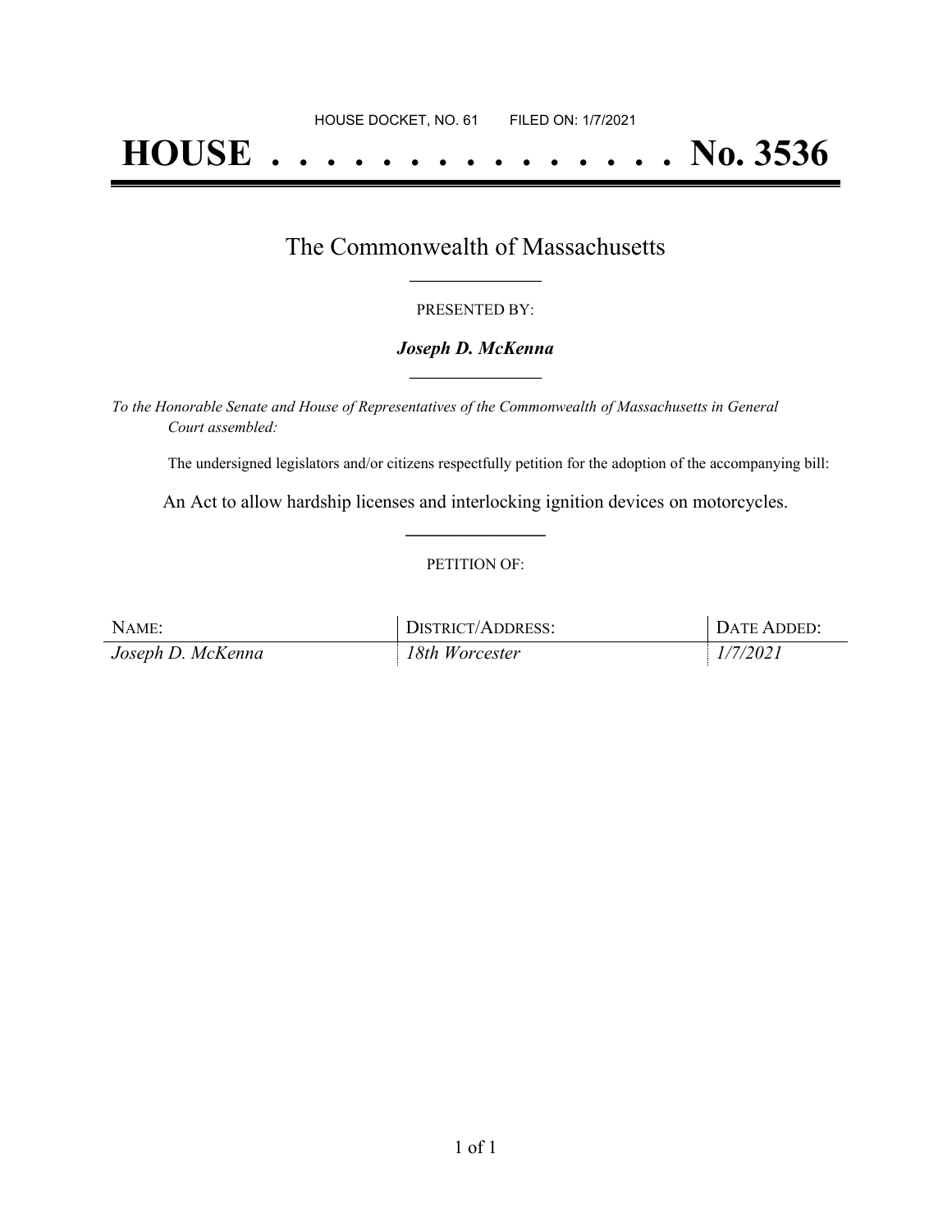HOUSE DOCKET, NO. 61 FILED ON: 1/7/2021

# HOUSE . . . . . . . . . . . . . . . No. 3536

## The Commonwealth of Massachusetts

PRESENTED BY:

***Joseph D. McKenna***

*To the Honorable Senate and House of Representatives of the Commonwealth of Massachusetts in General Court assembled:*

The undersigned legislators and/or citizens respectfully petition for the adoption of the accompanying bill:

An Act to allow hardship licenses and interlocking ignition devices on motorcycles.

PETITION OF:

| NAME: | DISTRICT/ADDRESS: | DATE ADDED: |
| --- | --- | --- |
| *Joseph D. McKenna* | *18th Worcester* | *1/7/2021* |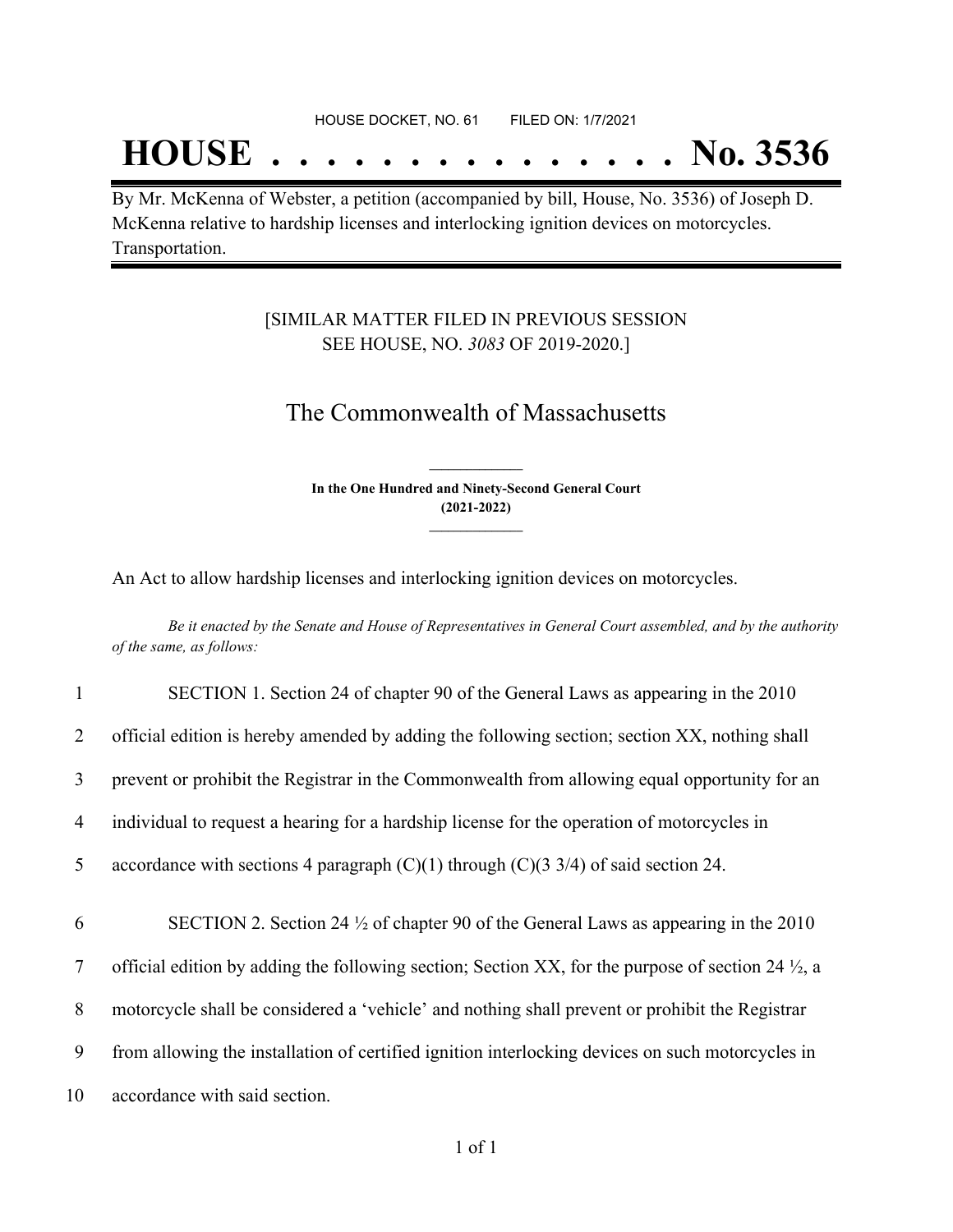HOUSE DOCKET, NO. 61 FILED ON: 1/7/2021

# HOUSE . . . . . . . . . . . . . . . No. 3536

By Mr. McKenna of Webster, a petition (accompanied by bill, House, No. 3536) of Joseph D. McKenna relative to hardship licenses and interlocking ignition devices on motorcycles. Transportation.

[SIMILAR MATTER FILED IN PREVIOUS SESSION SEE HOUSE, NO. *3083* OF 2019-2020.]

## The Commonwealth of Massachusetts

**In the One Hundred and Ninety-Second General Court (2021-2022)**

An Act to allow hardship licenses and interlocking ignition devices on motorcycles.

*Be it enacted by the Senate and House of Representatives in General Court assembled, and by the authority of the same, as follows:*

1 SECTION 1. Section 24 of chapter 90 of the General Laws as appearing in the 2010
2 official edition is hereby amended by adding the following section; section XX, nothing shall
3 prevent or prohibit the Registrar in the Commonwealth from allowing equal opportunity for an
4 individual to request a hearing for a hardship license for the operation of motorcycles in
5 accordance with sections 4 paragraph (C)(1) through (C)(3 3/4) of said section 24.

6 SECTION 2. Section 24 ½ of chapter 90 of the General Laws as appearing in the 2010
7 official edition by adding the following section; Section XX, for the purpose of section 24 ½, a
8 motorcycle shall be considered a 'vehicle' and nothing shall prevent or prohibit the Registrar
9 from allowing the installation of certified ignition interlocking devices on such motorcycles in
10 accordance with said section.